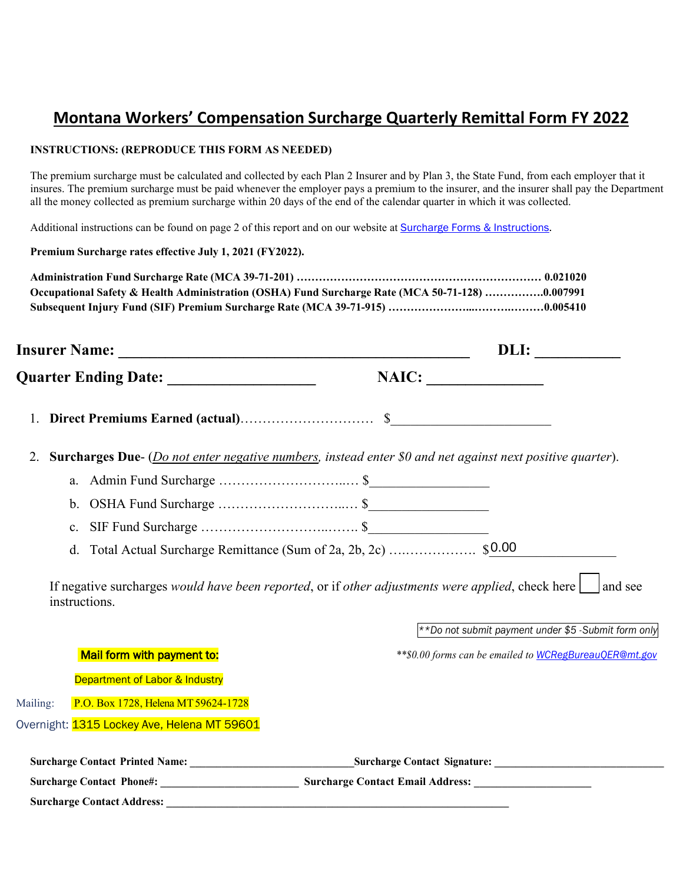# Montana Workers' Compensation Surcharge Quarterly Remittal Form FY 2022

**INSTRUCTIONS: (REPRODUCE THIS FORM AS NEEDED)**

The premium surcharge must be calculated and collected by each Plan 2 Insurer and by Plan 3, the State Fund, from each employer that it insures. The premium surcharge must be paid whenever the employer pays a premium to the insurer, and the insurer shall pay the Department all the money collected as premium surcharge within 20 days of the end of the calendar quarter in which it was collected.

Additional instructions can be found on page 2 of this report and on our website at Surcharge Forms & Instructions.

**Premium Surcharge rates effective July 1, 2021 (FY2022).**

**Administration Fund Surcharge Rate (MCA 39-71-201) ………………………………………………………… 0.021020**
**Occupational Safety & Health Administration (OSHA) Fund Surcharge Rate (MCA 50-71-128) …………….0.007991**
**Subsequent Injury Fund (SIF) Premium Surcharge Rate (MCA 39-71-915) …………………...……….………0.005410**

**Insurer Name:** ______________________________ **DLI:** __________

**Quarter Ending Date:** __________________ **NAIC:** ______________

1. **Direct Premiums Earned (actual)**………………………… $______________________
2. **Surcharges Due**- (*Do not enter negative numbers, instead enter $0 and net against next positive quarter*).
   a. Admin Fund Surcharge ………………………..… $________________
   b. OSHA Fund Surcharge ………………………..… $________________
   c. SIF Fund Surcharge ……………………..……. $________________
   d. Total Actual Surcharge Remittance (Sum of 2a, 2b, 2c) ….…………… $0.00

If negative surcharges *would have been reported*, or if *other adjustments were applied*, check here ☐ and see instructions.

*\*\*Do not submit payment under $5 -Submit form only*

*\*\*$0.00 forms can be emailed to WCRegBureauQER@mt.gov*

**Mail form with payment to:**

Department of Labor & Industry

Mailing: P.O. Box 1728, Helena MT 59624-1728

Overnight: 1315 Lockey Ave, Helena MT 59601

**Surcharge Contact Printed Name:** ______________________ **Surcharge Contact Signature:** ______________________

**Surcharge Contact Phone#:** ____________________ **Surcharge Contact Email Address:** ____________________

**Surcharge Contact Address:** ______________________________________________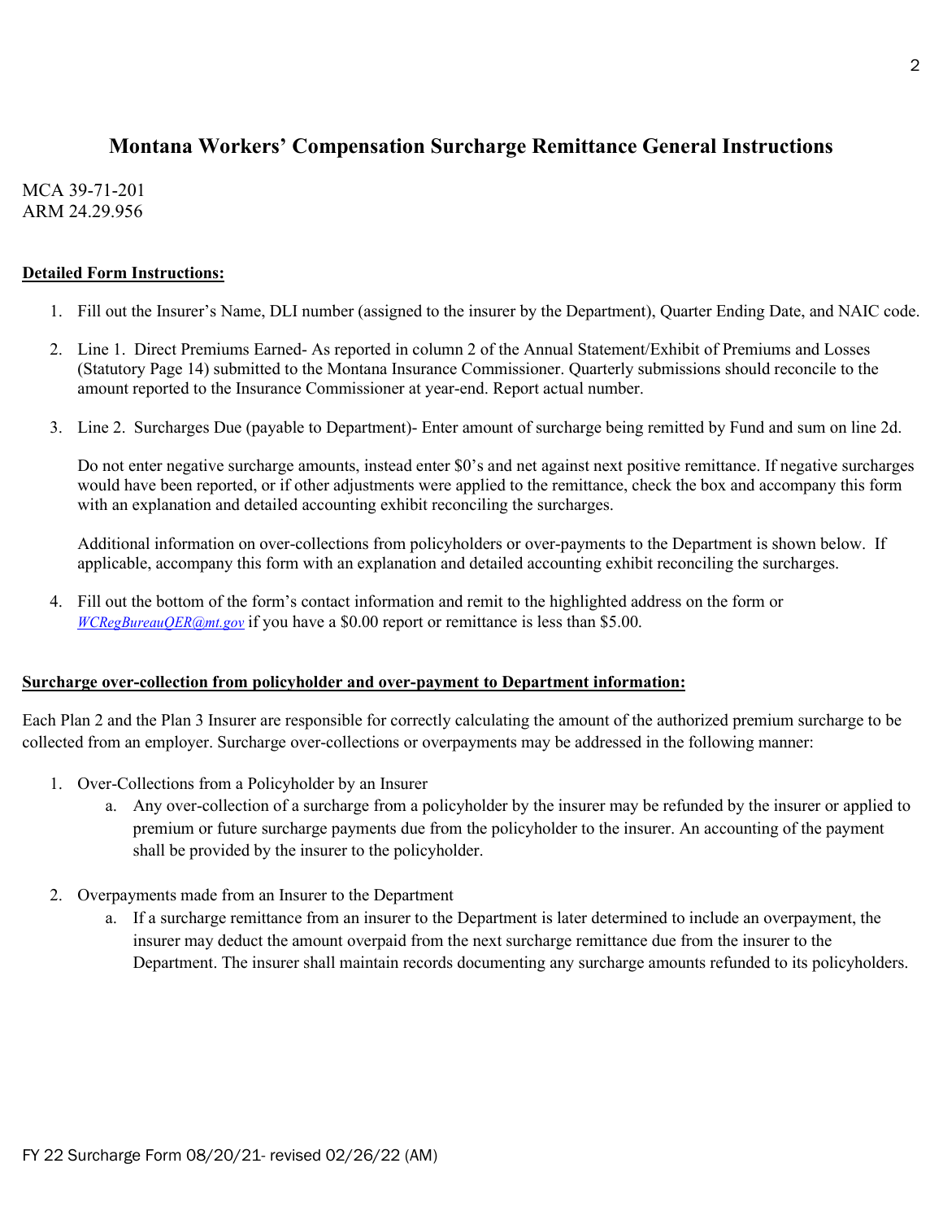# Montana Workers' Compensation Surcharge Remittance General Instructions

MCA 39-71-201
ARM 24.29.956

**Detailed Form Instructions:**

1. Fill out the Insurer's Name, DLI number (assigned to the insurer by the Department), Quarter Ending Date, and NAIC code.

2. Line 1. Direct Premiums Earned- As reported in column 2 of the Annual Statement/Exhibit of Premiums and Losses (Statutory Page 14) submitted to the Montana Insurance Commissioner. Quarterly submissions should reconcile to the amount reported to the Insurance Commissioner at year-end. Report actual number.

3. Line 2. Surcharges Due (payable to Department)- Enter amount of surcharge being remitted by Fund and sum on line 2d.

   Do not enter negative surcharge amounts, instead enter $0's and net against next positive remittance. If negative surcharges would have been reported, or if other adjustments were applied to the remittance, check the box and accompany this form with an explanation and detailed accounting exhibit reconciling the surcharges.

   Additional information on over-collections from policyholders or over-payments to the Department is shown below. If applicable, accompany this form with an explanation and detailed accounting exhibit reconciling the surcharges.

4. Fill out the bottom of the form's contact information and remit to the highlighted address on the form or *WCRegBureauQER@mt.gov* if you have a $0.00 report or remittance is less than $5.00.

**Surcharge over-collection from policyholder and over-payment to Department information:**

Each Plan 2 and the Plan 3 Insurer are responsible for correctly calculating the amount of the authorized premium surcharge to be collected from an employer. Surcharge over-collections or overpayments may be addressed in the following manner:

1. Over-Collections from a Policyholder by an Insurer
   a. Any over-collection of a surcharge from a policyholder by the insurer may be refunded by the insurer or applied to premium or future surcharge payments due from the policyholder to the insurer. An accounting of the payment shall be provided by the insurer to the policyholder.

2. Overpayments made from an Insurer to the Department
   a. If a surcharge remittance from an insurer to the Department is later determined to include an overpayment, the insurer may deduct the amount overpaid from the next surcharge remittance due from the insurer to the Department. The insurer shall maintain records documenting any surcharge amounts refunded to its policyholders.

FY 22 Surcharge Form 08/20/21- revised 02/26/22 (AM)